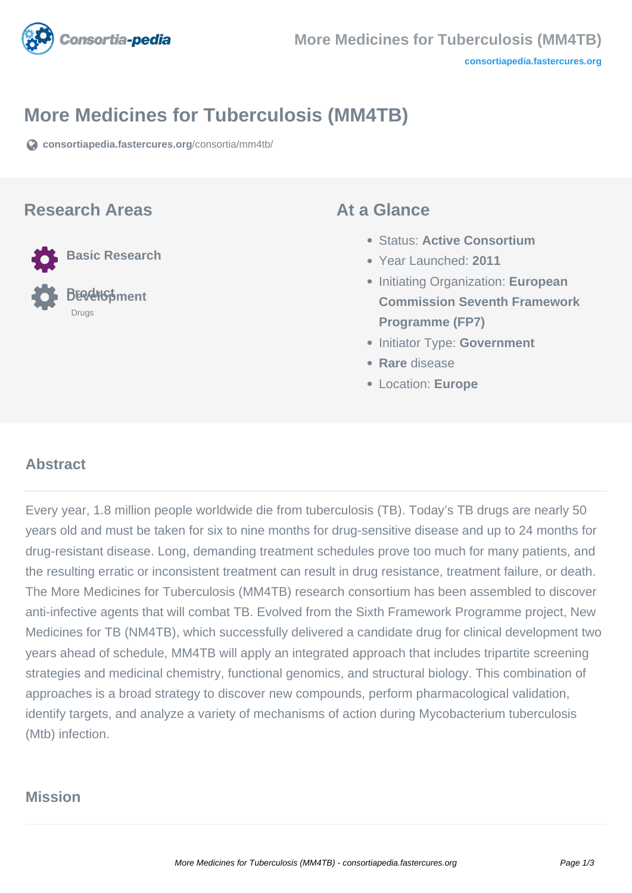# More Medicines for Tuberculosis (MM4TB)

consortiapedia.fastercures.org/consortia/mm4tb/

## Research Areas

- Basic Research
- Product Development
  - Drugs

## At a Glance

- Status: **Active Consortium**
- Year Launched: **2011**
- Initiating Organization: **European Commission Seventh Framework Programme (FP7)**
- Initiator Type: **Government**
- **Rare** disease
- Location: **Europe**

## Abstract

Every year, 1.8 million people worldwide die from tuberculosis (TB). Today's TB drugs are nearly 50 years old and must be taken for six to nine months for drug-sensitive disease and up to 24 months for drug-resistant disease. Long, demanding treatment schedules prove too much for many patients, and the resulting erratic or inconsistent treatment can result in drug resistance, treatment failure, or death. The More Medicines for Tuberculosis (MM4TB) research consortium has been assembled to discover anti-infective agents that will combat TB. Evolved from the Sixth Framework Programme project, New Medicines for TB (NM4TB), which successfully delivered a candidate drug for clinical development two years ahead of schedule, MM4TB will apply an integrated approach that includes tripartite screening strategies and medicinal chemistry, functional genomics, and structural biology. This combination of approaches is a broad strategy to discover new compounds, perform pharmacological validation, identify targets, and analyze a variety of mechanisms of action during Mycobacterium tuberculosis (Mtb) infection.

## Mission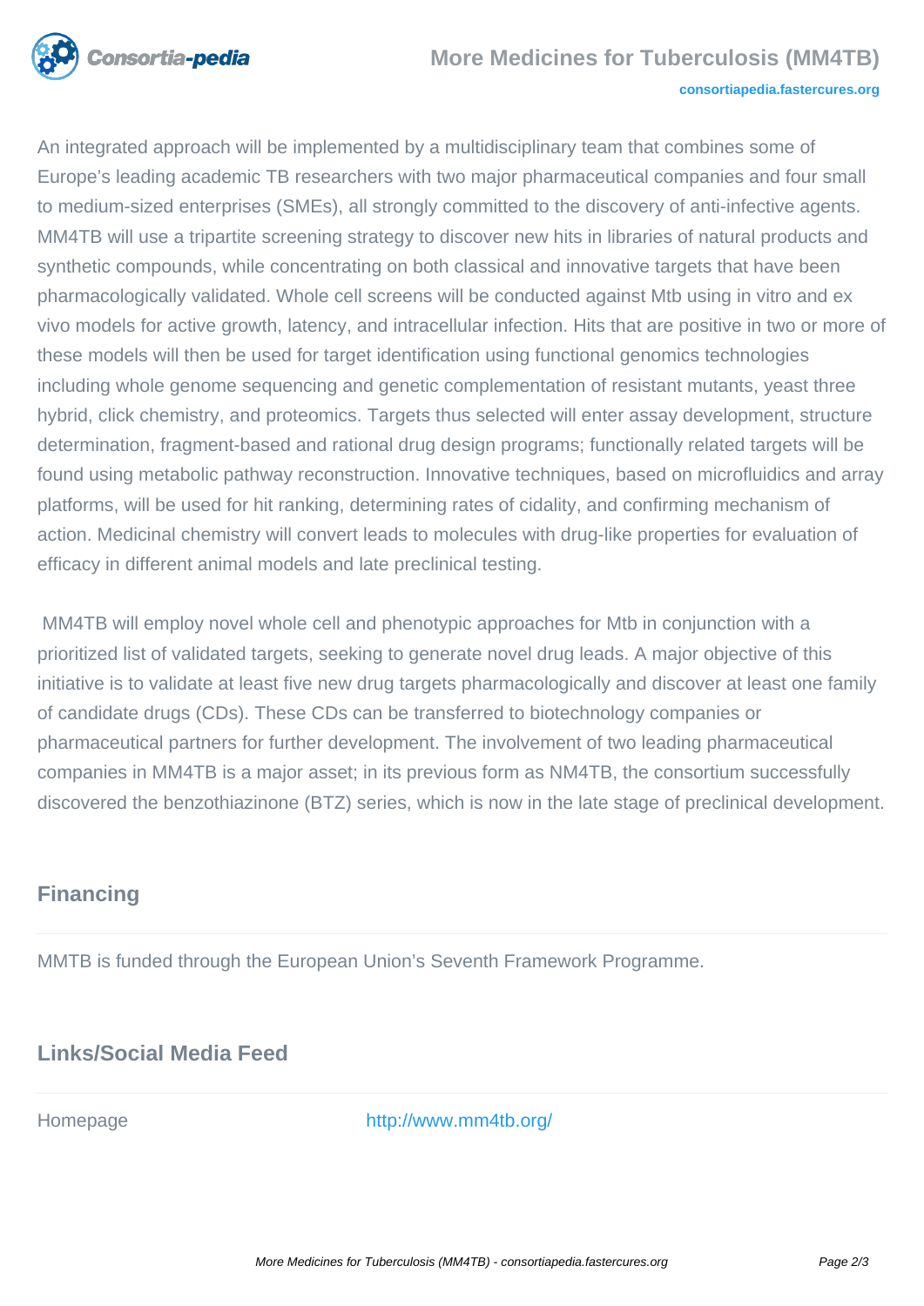An integrated approach will be implemented by a multidisciplinary team that combines some of Europe's leading academic TB researchers with two major pharmaceutical companies and four small to medium-sized enterprises (SMEs), all strongly committed to the discovery of anti-infective agents. MM4TB will use a tripartite screening strategy to discover new hits in libraries of natural products and synthetic compounds, while concentrating on both classical and innovative targets that have been pharmacologically validated. Whole cell screens will be conducted against Mtb using in vitro and ex vivo models for active growth, latency, and intracellular infection. Hits that are positive in two or more of these models will then be used for target identification using functional genomics technologies including whole genome sequencing and genetic complementation of resistant mutants, yeast three hybrid, click chemistry, and proteomics. Targets thus selected will enter assay development, structure determination, fragment-based and rational drug design programs; functionally related targets will be found using metabolic pathway reconstruction. Innovative techniques, based on microfluidics and array platforms, will be used for hit ranking, determining rates of cidality, and confirming mechanism of action. Medicinal chemistry will convert leads to molecules with drug-like properties for evaluation of efficacy in different animal models and late preclinical testing.

MM4TB will employ novel whole cell and phenotypic approaches for Mtb in conjunction with a prioritized list of validated targets, seeking to generate novel drug leads. A major objective of this initiative is to validate at least five new drug targets pharmacologically and discover at least one family of candidate drugs (CDs). These CDs can be transferred to biotechnology companies or pharmaceutical partners for further development. The involvement of two leading pharmaceutical companies in MM4TB is a major asset; in its previous form as NM4TB, the consortium successfully discovered the benzothiazinone (BTZ) series, which is now in the late stage of preclinical development.

## Financing

MMTB is funded through the European Union's Seventh Framework Programme.

## Links/Social Media Feed

| | |
|---|---|
| Homepage | http://www.mm4tb.org/ |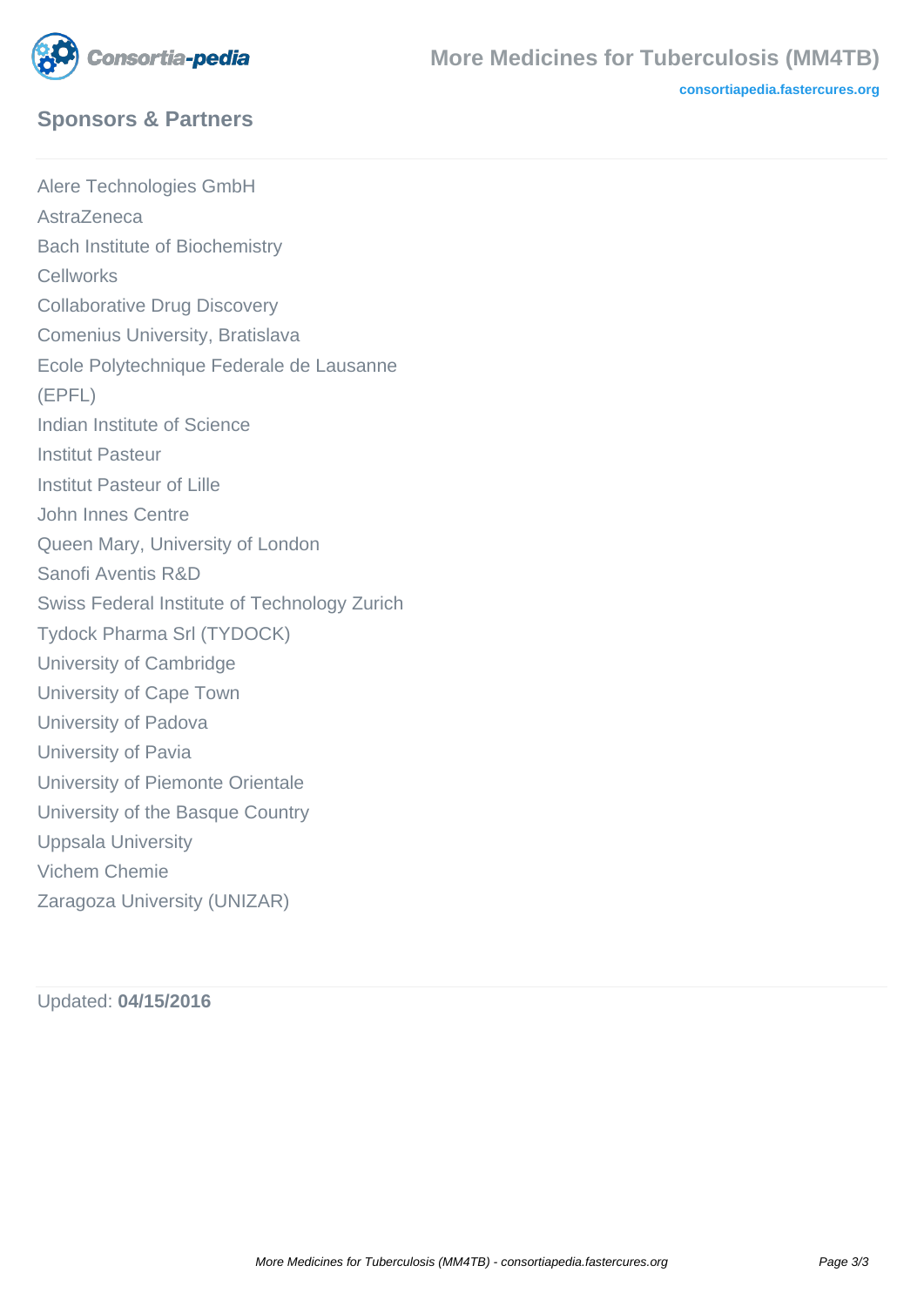## Sponsors & Partners

Alere Technologies GmbH
AstraZeneca
Bach Institute of Biochemistry
Cellworks
Collaborative Drug Discovery
Comenius University, Bratislava
Ecole Polytechnique Federale de Lausanne (EPFL)
Indian Institute of Science
Institut Pasteur
Institut Pasteur of Lille
John Innes Centre
Queen Mary, University of London
Sanofi Aventis R&D
Swiss Federal Institute of Technology Zurich
Tydock Pharma Srl (TYDOCK)
University of Cambridge
University of Cape Town
University of Padova
University of Pavia
University of Piemonte Orientale
University of the Basque Country
Uppsala University
Vichem Chemie
Zaragoza University (UNIZAR)

Updated: **04/15/2016**